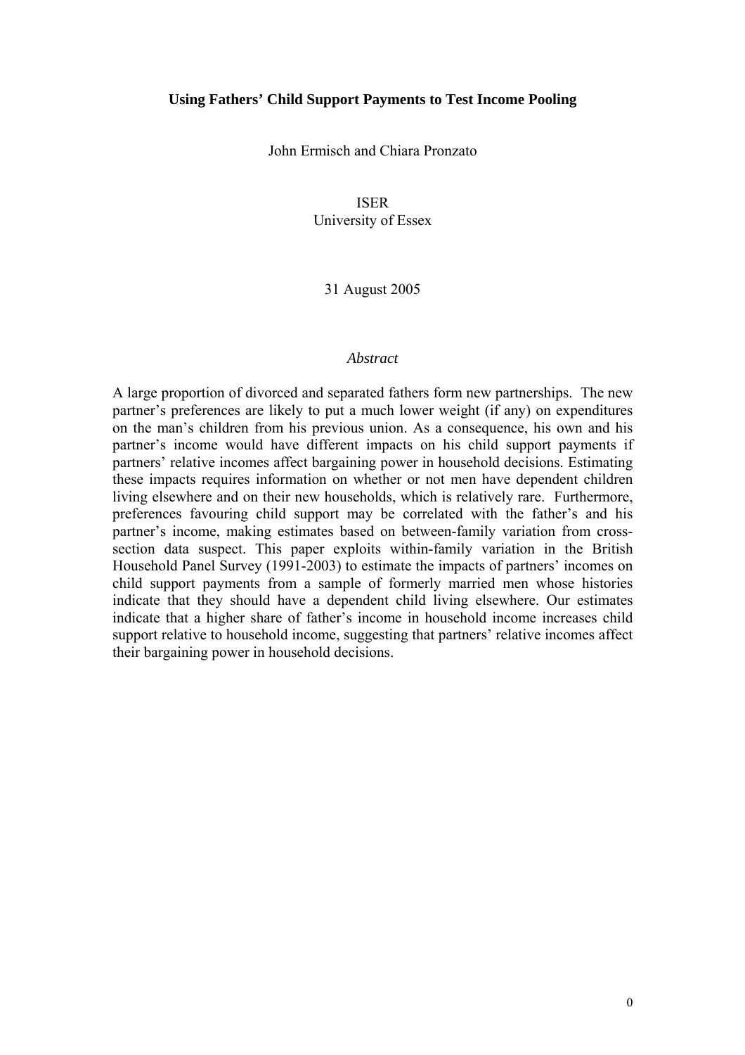# Using Fathers' Child Support Payments to Test Income Pooling

John Ermisch and Chiara Pronzato

ISER
University of Essex

31 August 2005

*Abstract*

A large proportion of divorced and separated fathers form new partnerships. The new partner's preferences are likely to put a much lower weight (if any) on expenditures on the man's children from his previous union. As a consequence, his own and his partner's income would have different impacts on his child support payments if partners' relative incomes affect bargaining power in household decisions. Estimating these impacts requires information on whether or not men have dependent children living elsewhere and on their new households, which is relatively rare. Furthermore, preferences favouring child support may be correlated with the father's and his partner's income, making estimates based on between-family variation from cross-section data suspect. This paper exploits within-family variation in the British Household Panel Survey (1991-2003) to estimate the impacts of partners' incomes on child support payments from a sample of formerly married men whose histories indicate that they should have a dependent child living elsewhere. Our estimates indicate that a higher share of father's income in household income increases child support relative to household income, suggesting that partners' relative incomes affect their bargaining power in household decisions.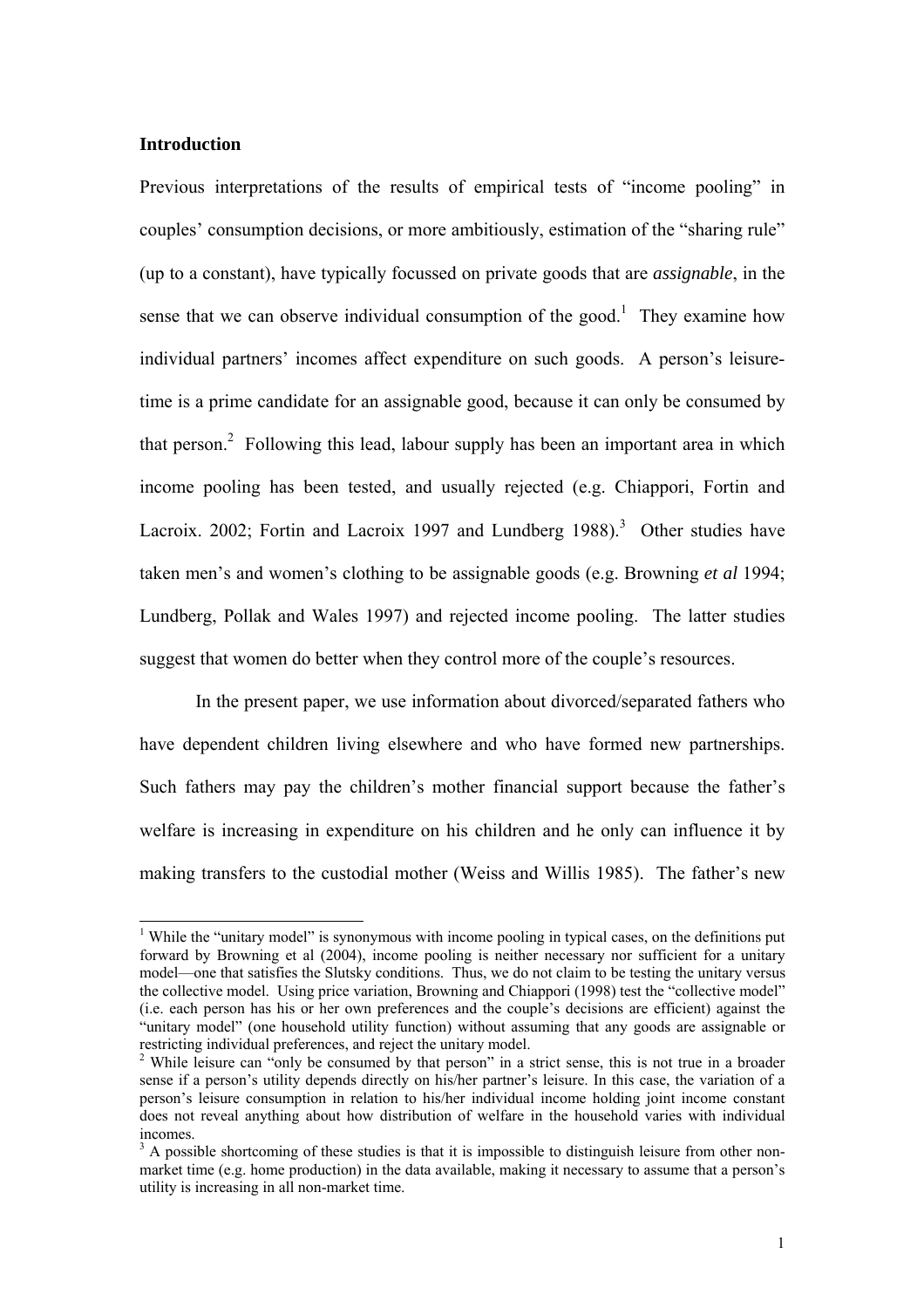## Introduction

Previous interpretations of the results of empirical tests of "income pooling" in couples' consumption decisions, or more ambitiously, estimation of the "sharing rule" (up to a constant), have typically focussed on private goods that are *assignable*, in the sense that we can observe individual consumption of the good.[1] They examine how individual partners' incomes affect expenditure on such goods. A person's leisure-time is a prime candidate for an assignable good, because it can only be consumed by that person.[2] Following this lead, labour supply has been an important area in which income pooling has been tested, and usually rejected (e.g. Chiappori, Fortin and Lacroix. 2002; Fortin and Lacroix 1997 and Lundberg 1988).[3] Other studies have taken men's and women's clothing to be assignable goods (e.g. Browning *et al* 1994; Lundberg, Pollak and Wales 1997) and rejected income pooling. The latter studies suggest that women do better when they control more of the couple's resources.

In the present paper, we use information about divorced/separated fathers who have dependent children living elsewhere and who have formed new partnerships. Such fathers may pay the children's mother financial support because the father's welfare is increasing in expenditure on his children and he only can influence it by making transfers to the custodial mother (Weiss and Willis 1985). The father's new

[1] While the "unitary model" is synonymous with income pooling in typical cases, on the definitions put forward by Browning et al (2004), income pooling is neither necessary nor sufficient for a unitary model—one that satisfies the Slutsky conditions. Thus, we do not claim to be testing the unitary versus the collective model. Using price variation, Browning and Chiappori (1998) test the "collective model" (i.e. each person has his or her own preferences and the couple's decisions are efficient) against the "unitary model" (one household utility function) without assuming that any goods are assignable or restricting individual preferences, and reject the unitary model.

[2] While leisure can "only be consumed by that person" in a strict sense, this is not true in a broader sense if a person's utility depends directly on his/her partner's leisure. In this case, the variation of a person's leisure consumption in relation to his/her individual income holding joint income constant does not reveal anything about how distribution of welfare in the household varies with individual incomes.

[3] A possible shortcoming of these studies is that it is impossible to distinguish leisure from other non-market time (e.g. home production) in the data available, making it necessary to assume that a person's utility is increasing in all non-market time.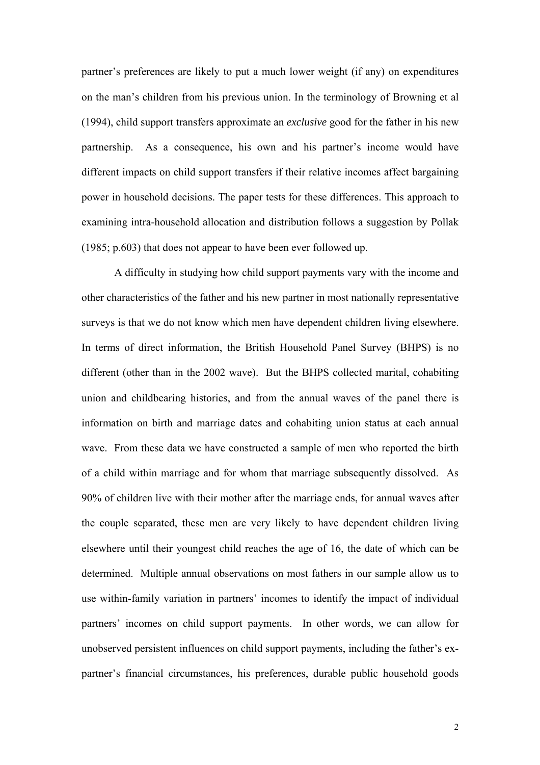partner's preferences are likely to put a much lower weight (if any) on expenditures on the man's children from his previous union. In the terminology of Browning et al (1994), child support transfers approximate an *exclusive* good for the father in his new partnership. As a consequence, his own and his partner's income would have different impacts on child support transfers if their relative incomes affect bargaining power in household decisions. The paper tests for these differences. This approach to examining intra-household allocation and distribution follows a suggestion by Pollak (1985; p.603) that does not appear to have been ever followed up.

A difficulty in studying how child support payments vary with the income and other characteristics of the father and his new partner in most nationally representative surveys is that we do not know which men have dependent children living elsewhere. In terms of direct information, the British Household Panel Survey (BHPS) is no different (other than in the 2002 wave). But the BHPS collected marital, cohabiting union and childbearing histories, and from the annual waves of the panel there is information on birth and marriage dates and cohabiting union status at each annual wave. From these data we have constructed a sample of men who reported the birth of a child within marriage and for whom that marriage subsequently dissolved. As 90% of children live with their mother after the marriage ends, for annual waves after the couple separated, these men are very likely to have dependent children living elsewhere until their youngest child reaches the age of 16, the date of which can be determined. Multiple annual observations on most fathers in our sample allow us to use within-family variation in partners' incomes to identify the impact of individual partners' incomes on child support payments. In other words, we can allow for unobserved persistent influences on child support payments, including the father's ex-partner's financial circumstances, his preferences, durable public household goods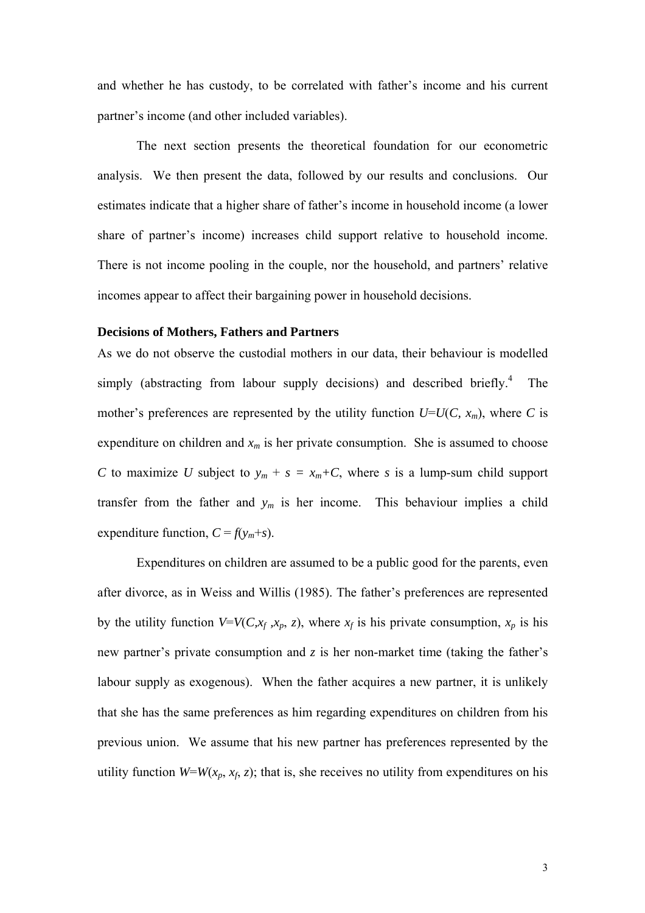and whether he has custody, to be correlated with father's income and his current partner's income (and other included variables).

The next section presents the theoretical foundation for our econometric analysis. We then present the data, followed by our results and conclusions. Our estimates indicate that a higher share of father's income in household income (a lower share of partner's income) increases child support relative to household income. There is not income pooling in the couple, nor the household, and partners' relative incomes appear to affect their bargaining power in household decisions.

### Decisions of Mothers, Fathers and Partners

As we do not observe the custodial mothers in our data, their behaviour is modelled simply (abstracting from labour supply decisions) and described briefly.[4] The mother's preferences are represented by the utility function $U=U(C, x_m)$, where $C$ is expenditure on children and $x_m$ is her private consumption. She is assumed to choose $C$ to maximize $U$ subject to $y_m + s = x_m+C$, where $s$ is a lump-sum child support transfer from the father and $y_m$ is her income. This behaviour implies a child expenditure function, $C = f(y_m+s)$.

Expenditures on children are assumed to be a public good for the parents, even after divorce, as in Weiss and Willis (1985). The father's preferences are represented by the utility function $V=V(C,x_f ,x_p, z)$, where $x_f$ is his private consumption, $x_p$ is his new partner's private consumption and $z$ is her non-market time (taking the father's labour supply as exogenous). When the father acquires a new partner, it is unlikely that she has the same preferences as him regarding expenditures on children from his previous union. We assume that his new partner has preferences represented by the utility function $W=W(x_p, x_f, z)$; that is, she receives no utility from expenditures on his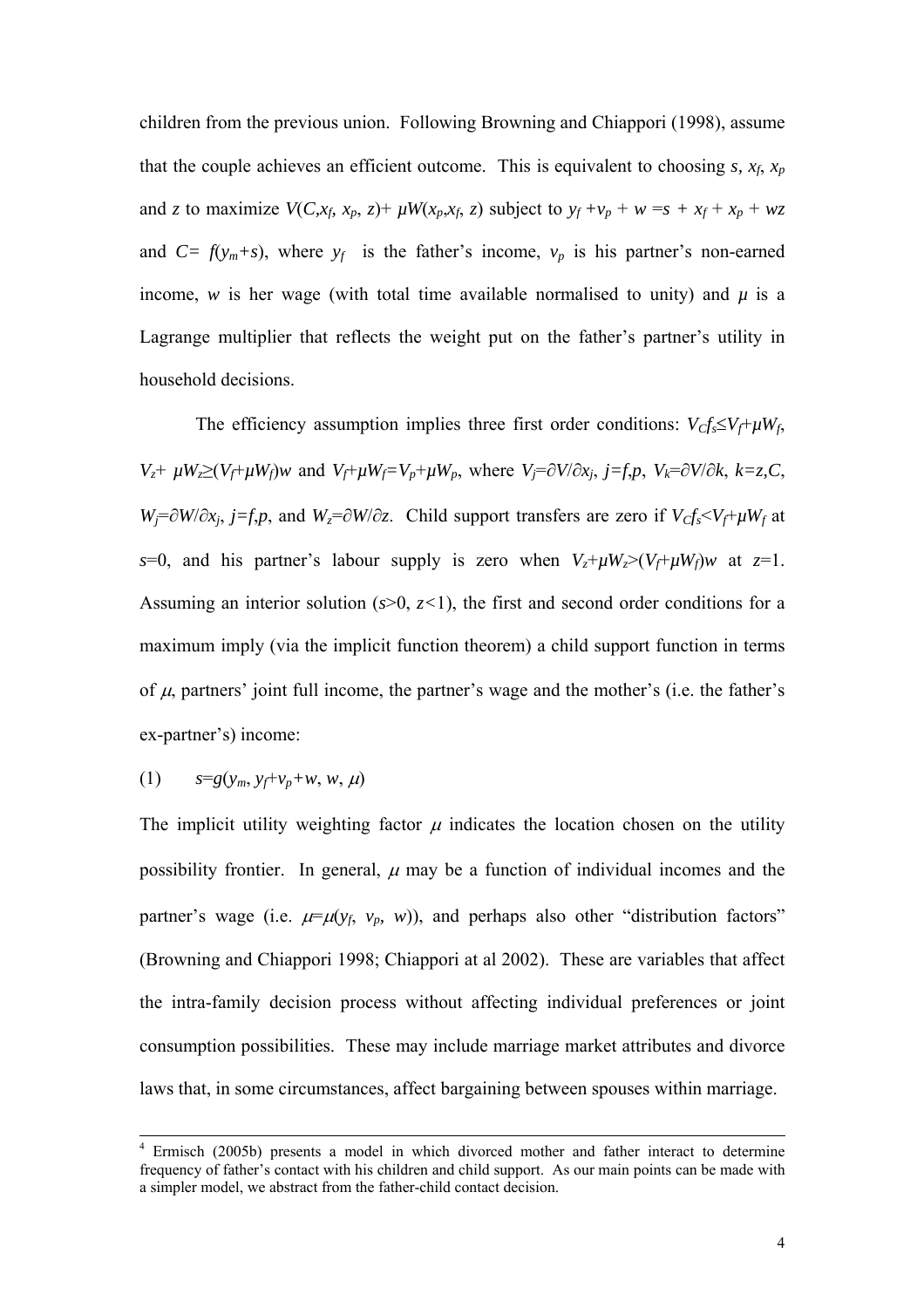children from the previous union. Following Browning and Chiappori (1998), assume that the couple achieves an efficient outcome. This is equivalent to choosing $s$, $x_f$, $x_p$ and $z$ to maximize $V(C,x_f, x_p, z)+ \mu W(x_p,x_f, z)$ subject to $y_f +v_p + w =s + x_f + x_p + wz$ and $C= f(y_m+s)$, where $y_f$ is the father's income, $v_p$ is his partner's non-earned income, $w$ is her wage (with total time available normalised to unity) and $\mu$ is a Lagrange multiplier that reflects the weight put on the father's partner's utility in household decisions.

The efficiency assumption implies three first order conditions: $V_C f_s \leq V_f + \mu W_f$, $V_z + \mu W_z \geq (V_f + \mu W_f)w$ and $V_f + \mu W_f = V_p + \mu W_p$, where $V_j = \partial V/\partial x_j$, $j=f,p$, $V_k = \partial V/\partial k$, $k=z,C$, $W_j = \partial W/\partial x_j$, $j=f,p$, and $W_z = \partial W/\partial z$. Child support transfers are zero if $V_C f_s < V_f + \mu W_f$ at $s$=0, and his partner's labour supply is zero when $V_z + \mu W_z > (V_f + \mu W_f)w$ at $z$=1. Assuming an interior solution ($s$>0, $z$<1), the first and second order conditions for a maximum imply (via the implicit function theorem) a child support function in terms of $\mu$, partners' joint full income, the partner's wage and the mother's (i.e. the father's ex-partner's) income:

$$s=g(y_m, y_f+v_p+w, w, \mu) \qquad (1)$$

The implicit utility weighting factor $\mu$ indicates the location chosen on the utility possibility frontier. In general, $\mu$ may be a function of individual incomes and the partner's wage (i.e. $\mu=\mu(y_f, v_p, w)$), and perhaps also other "distribution factors" (Browning and Chiappori 1998; Chiappori at al 2002). These are variables that affect the intra-family decision process without affecting individual preferences or joint consumption possibilities. These may include marriage market attributes and divorce laws that, in some circumstances, affect bargaining between spouses within marriage.

---

[4] Ermisch (2005b) presents a model in which divorced mother and father interact to determine frequency of father's contact with his children and child support. As our main points can be made with a simpler model, we abstract from the father-child contact decision.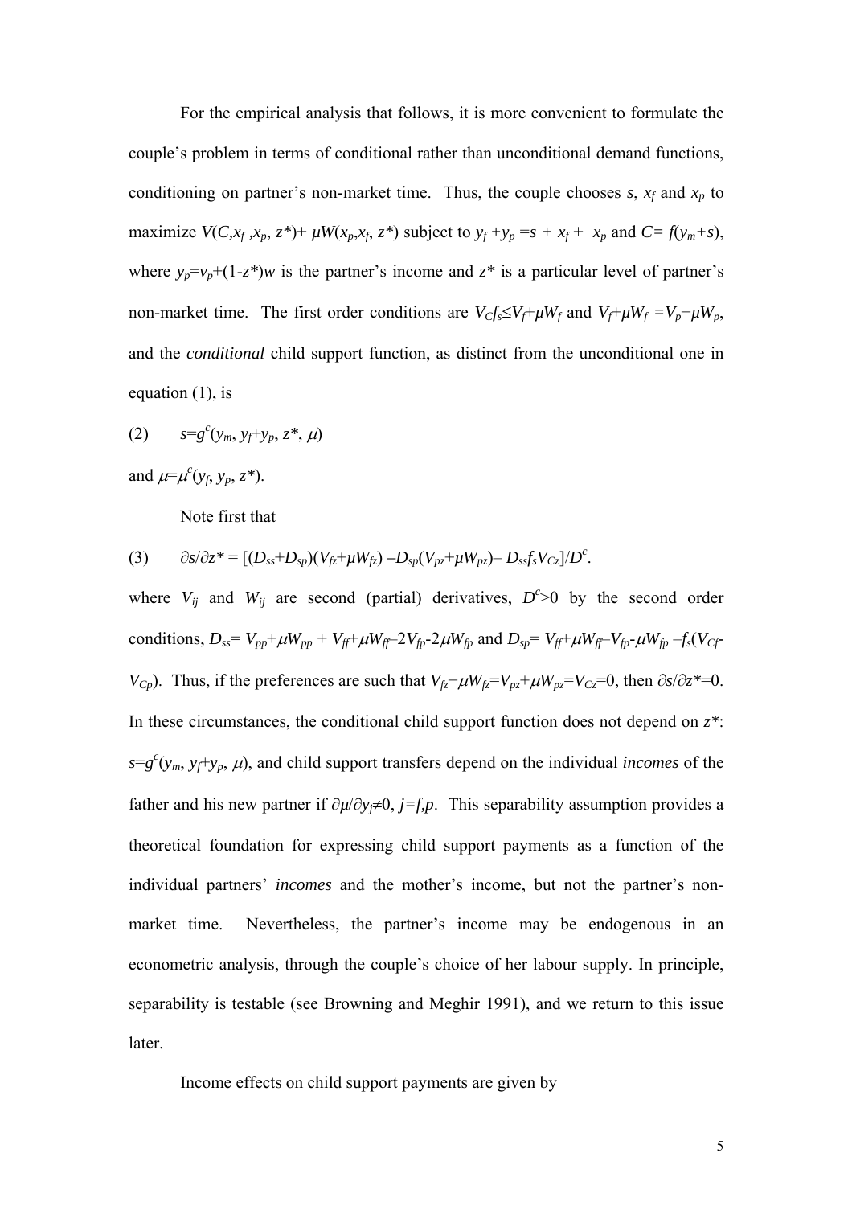For the empirical analysis that follows, it is more convenient to formulate the couple's problem in terms of conditional rather than unconditional demand functions, conditioning on partner's non-market time. Thus, the couple chooses $s$, $x_f$ and $x_p$ to maximize $V(C, x_f, x_p, z^*) + \mu W(x_p, x_f, z^*)$ subject to $y_f + y_p = s + x_f + x_p$ and $C = f(y_m + s)$, where $y_p = v_p + (1 - z^*)w$ is the partner's income and $z^*$ is a particular level of partner's non-market time. The first order conditions are $V_C f_s \leq V_f + \mu W_f$ and $V_f + \mu W_f = V_p + \mu W_p$, and the *conditional* child support function, as distinct from the unconditional one in equation (1), is

$$(2) \qquad s = g^c(y_m, y_f + y_p, z^*, \mu)$$

and $\mu = \mu^c(y_f, y_p, z^*)$.

Note first that

$$(3) \qquad \partial s / \partial z^* = [(D_{ss} + D_{sp})(V_{fz} + \mu W_{fz}) - D_{sp}(V_{pz} + \mu W_{pz}) - D_{ss} f_s V_{Cz}] / D^c.$$

where $V_{ij}$ and $W_{ij}$ are second (partial) derivatives, $D^c > 0$ by the second order conditions, $D_{ss} = V_{pp} + \mu W_{pp} + V_{ff} + \mu W_{ff} - 2V_{fp} - 2\mu W_{fp}$ and $D_{sp} = V_{ff} + \mu W_{ff} - V_{fp} - \mu W_{fp} - f_s(V_{Cf} - V_{Cp})$. Thus, if the preferences are such that $V_{fz} + \mu W_{fz} = V_{pz} + \mu W_{pz} = V_{Cz} = 0$, then $\partial s / \partial z^* = 0$. In these circumstances, the conditional child support function does not depend on $z^*$: $s = g^c(y_m, y_f + y_p, \mu)$, and child support transfers depend on the individual *incomes* of the father and his new partner if $\partial \mu / \partial y_j \neq 0$, $j = f, p$. This separability assumption provides a theoretical foundation for expressing child support payments as a function of the individual partners' *incomes* and the mother's income, but not the partner's non-market time. Nevertheless, the partner's income may be endogenous in an econometric analysis, through the couple's choice of her labour supply. In principle, separability is testable (see Browning and Meghir 1991), and we return to this issue later.

Income effects on child support payments are given by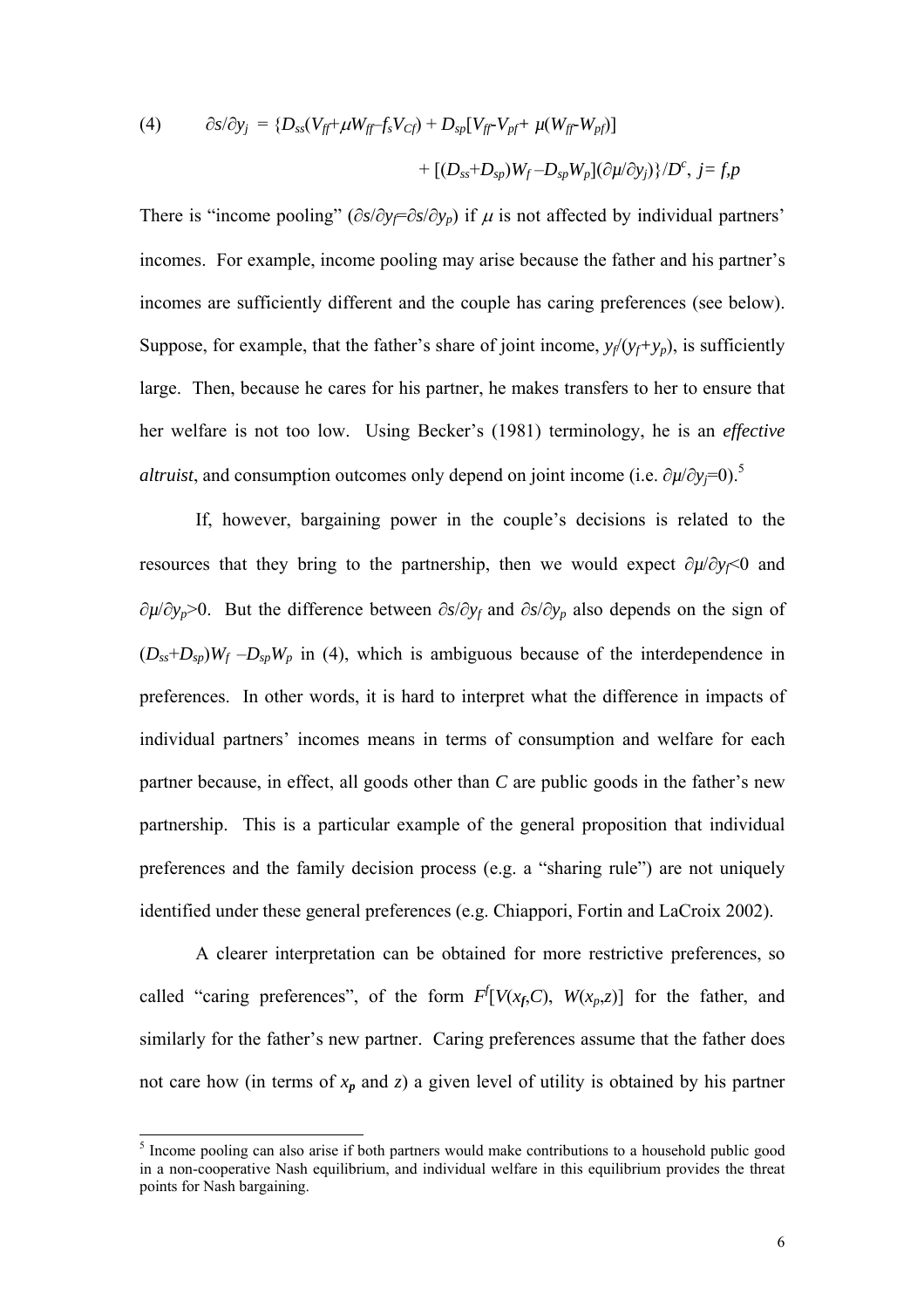$$(4) \qquad \partial s/\partial y_j = \{D_{ss}(V_{ff}+\mu W_{ff}-f_s V_{Cf}) + D_{sp}[V_{ff}-V_{pf}+ \mu(W_{ff}-W_{pf})] + [(D_{ss}+D_{sp})W_f - D_{sp}W_p](\partial\mu/\partial y_j)\}/D^c,\ j= f,p$$

There is "income pooling" ($\partial s/\partial y_f=\partial s/\partial y_p$) if $\mu$ is not affected by individual partners' incomes. For example, income pooling may arise because the father and his partner's incomes are sufficiently different and the couple has caring preferences (see below). Suppose, for example, that the father's share of joint income, $y_f/(y_f+y_p)$, is sufficiently large. Then, because he cares for his partner, he makes transfers to her to ensure that her welfare is not too low. Using Becker's (1981) terminology, he is an *effective altruist*, and consumption outcomes only depend on joint income (i.e. $\partial\mu/\partial y_j=0$).[5]

If, however, bargaining power in the couple's decisions is related to the resources that they bring to the partnership, then we would expect $\partial\mu/\partial y_f<0$ and $\partial\mu/\partial y_p>0$. But the difference between $\partial s/\partial y_f$ and $\partial s/\partial y_p$ also depends on the sign of $(D_{ss}+D_{sp})W_f - D_{sp}W_p$ in (4), which is ambiguous because of the interdependence in preferences. In other words, it is hard to interpret what the difference in impacts of individual partners' incomes means in terms of consumption and welfare for each partner because, in effect, all goods other than $C$ are public goods in the father's new partnership. This is a particular example of the general proposition that individual preferences and the family decision process (e.g. a "sharing rule") are not uniquely identified under these general preferences (e.g. Chiappori, Fortin and LaCroix 2002).

A clearer interpretation can be obtained for more restrictive preferences, so called "caring preferences", of the form $F^f[V(x_f,C),\ W(x_p,z)]$ for the father, and similarly for the father's new partner. Caring preferences assume that the father does not care how (in terms of $x_p$ and $z$) a given level of utility is obtained by his partner

---

[5] Income pooling can also arise if both partners would make contributions to a household public good in a non-cooperative Nash equilibrium, and individual welfare in this equilibrium provides the threat points for Nash bargaining.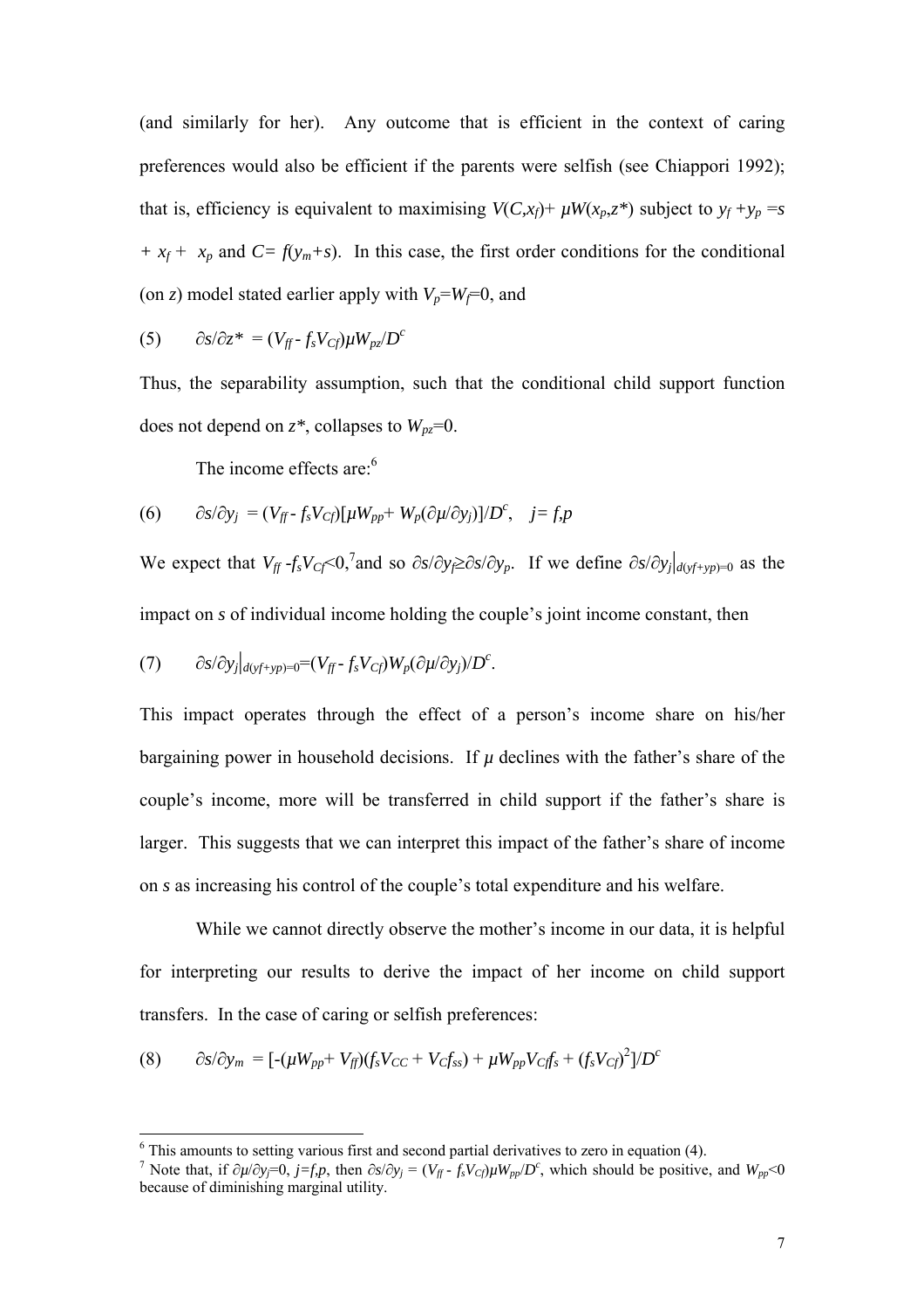(and similarly for her). Any outcome that is efficient in the context of caring preferences would also be efficient if the parents were selfish (see Chiappori 1992); that is, efficiency is equivalent to maximising $V(C,x_f)+ \mu W(x_p,z^*)$ subject to $y_f + y_p = s + x_f + x_p$ and $C= f(y_m+s)$. In this case, the first order conditions for the conditional (on $z$) model stated earlier apply with $V_p=W_f=0$, and

$$(5) \qquad \partial s/\partial z^* = (V_{ff} - f_s V_{Cf})\mu W_{pz}/D^c$$

Thus, the separability assumption, such that the conditional child support function does not depend on $z^*$, collapses to $W_{pz}=0$.

The income effects are:[6]

$$(6) \qquad \partial s/\partial y_j = (V_{ff} - f_s V_{Cf})[\mu W_{pp} + W_p(\partial \mu/\partial y_j)]/D^c, \quad j= f,p$$

We expect that $V_{ff} - f_s V_{Cf} < 0$,[7] and so $\partial s/\partial y_f \gtrless \partial s/\partial y_p$. If we define $\partial s/\partial y_j|_{d(yf+yp)=0}$ as the impact on $s$ of individual income holding the couple's joint income constant, then

$$(7) \qquad \partial s/\partial y_j|_{d(yf+yp)=0} = (V_{ff} - f_s V_{Cf})W_p(\partial \mu/\partial y_j)/D^c.$$

This impact operates through the effect of a person's income share on his/her bargaining power in household decisions. If $\mu$ declines with the father's share of the couple's income, more will be transferred in child support if the father's share is larger. This suggests that we can interpret this impact of the father's share of income on $s$ as increasing his control of the couple's total expenditure and his welfare.

While we cannot directly observe the mother's income in our data, it is helpful for interpreting our results to derive the impact of her income on child support transfers. In the case of caring or selfish preferences:

$$(8) \qquad \partial s/\partial y_m = [-(\mu W_{pp} + V_{ff})(f_s V_{CC} + V_C f_{ss}) + \mu W_{pp} V_{Cf} f_s + (f_s V_{Cf})^2]/D^c$$

[6] This amounts to setting various first and second partial derivatives to zero in equation (4).

[7] Note that, if $\partial \mu/\partial y_j=0$, $j=f,p$, then $\partial s/\partial y_j = (V_{ff} - f_s V_{Cf})\mu W_{pp}/D^c$, which should be positive, and $W_{pp}<0$ because of diminishing marginal utility.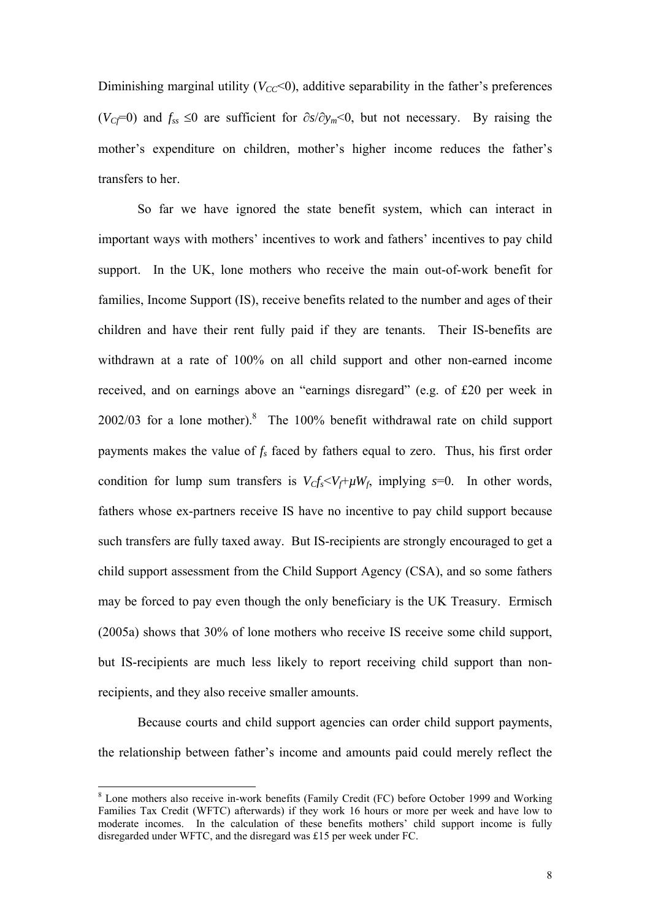Diminishing marginal utility ($V_{CC}$<0), additive separability in the father's preferences ($V_{Cf}$=0) and $f_{ss} \leq 0$ are sufficient for $\partial s/\partial y_m < 0$, but not necessary. By raising the mother's expenditure on children, mother's higher income reduces the father's transfers to her.

So far we have ignored the state benefit system, which can interact in important ways with mothers' incentives to work and fathers' incentives to pay child support. In the UK, lone mothers who receive the main out-of-work benefit for families, Income Support (IS), receive benefits related to the number and ages of their children and have their rent fully paid if they are tenants. Their IS-benefits are withdrawn at a rate of 100% on all child support and other non-earned income received, and on earnings above an "earnings disregard" (e.g. of £20 per week in 2002/03 for a lone mother).[8] The 100% benefit withdrawal rate on child support payments makes the value of $f_s$ faced by fathers equal to zero. Thus, his first order condition for lump sum transfers is $V_C f_s < V_f + \mu W_f$, implying $s$=0. In other words, fathers whose ex-partners receive IS have no incentive to pay child support because such transfers are fully taxed away. But IS-recipients are strongly encouraged to get a child support assessment from the Child Support Agency (CSA), and so some fathers may be forced to pay even though the only beneficiary is the UK Treasury. Ermisch (2005a) shows that 30% of lone mothers who receive IS receive some child support, but IS-recipients are much less likely to report receiving child support than non-recipients, and they also receive smaller amounts.

Because courts and child support agencies can order child support payments, the relationship between father's income and amounts paid could merely reflect the

[8] Lone mothers also receive in-work benefits (Family Credit (FC) before October 1999 and Working Families Tax Credit (WFTC) afterwards) if they work 16 hours or more per week and have low to moderate incomes. In the calculation of these benefits mothers' child support income is fully disregarded under WFTC, and the disregard was £15 per week under FC.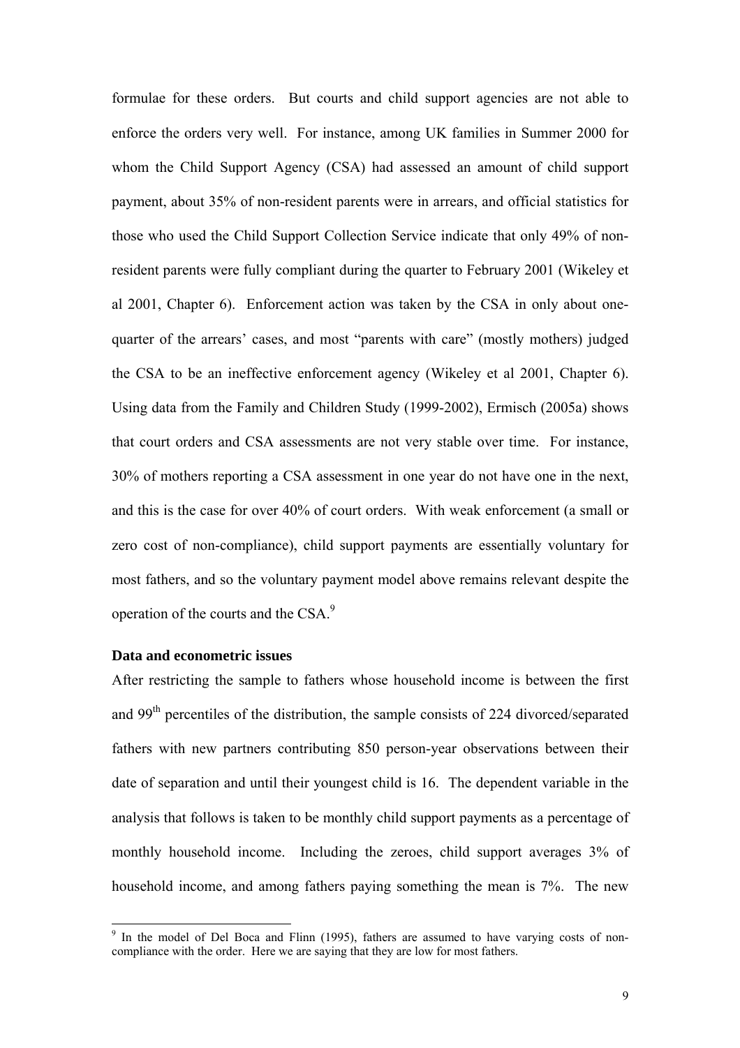formulae for these orders. But courts and child support agencies are not able to enforce the orders very well. For instance, among UK families in Summer 2000 for whom the Child Support Agency (CSA) had assessed an amount of child support payment, about 35% of non-resident parents were in arrears, and official statistics for those who used the Child Support Collection Service indicate that only 49% of non-resident parents were fully compliant during the quarter to February 2001 (Wikeley et al 2001, Chapter 6). Enforcement action was taken by the CSA in only about one-quarter of the arrears' cases, and most "parents with care" (mostly mothers) judged the CSA to be an ineffective enforcement agency (Wikeley et al 2001, Chapter 6). Using data from the Family and Children Study (1999-2002), Ermisch (2005a) shows that court orders and CSA assessments are not very stable over time. For instance, 30% of mothers reporting a CSA assessment in one year do not have one in the next, and this is the case for over 40% of court orders. With weak enforcement (a small or zero cost of non-compliance), child support payments are essentially voluntary for most fathers, and so the voluntary payment model above remains relevant despite the operation of the courts and the CSA.[9]

**Data and econometric issues**

After restricting the sample to fathers whose household income is between the first and 99th percentiles of the distribution, the sample consists of 224 divorced/separated fathers with new partners contributing 850 person-year observations between their date of separation and until their youngest child is 16. The dependent variable in the analysis that follows is taken to be monthly child support payments as a percentage of monthly household income. Including the zeroes, child support averages 3% of household income, and among fathers paying something the mean is 7%. The new

---

[9] In the model of Del Boca and Flinn (1995), fathers are assumed to have varying costs of non-compliance with the order. Here we are saying that they are low for most fathers.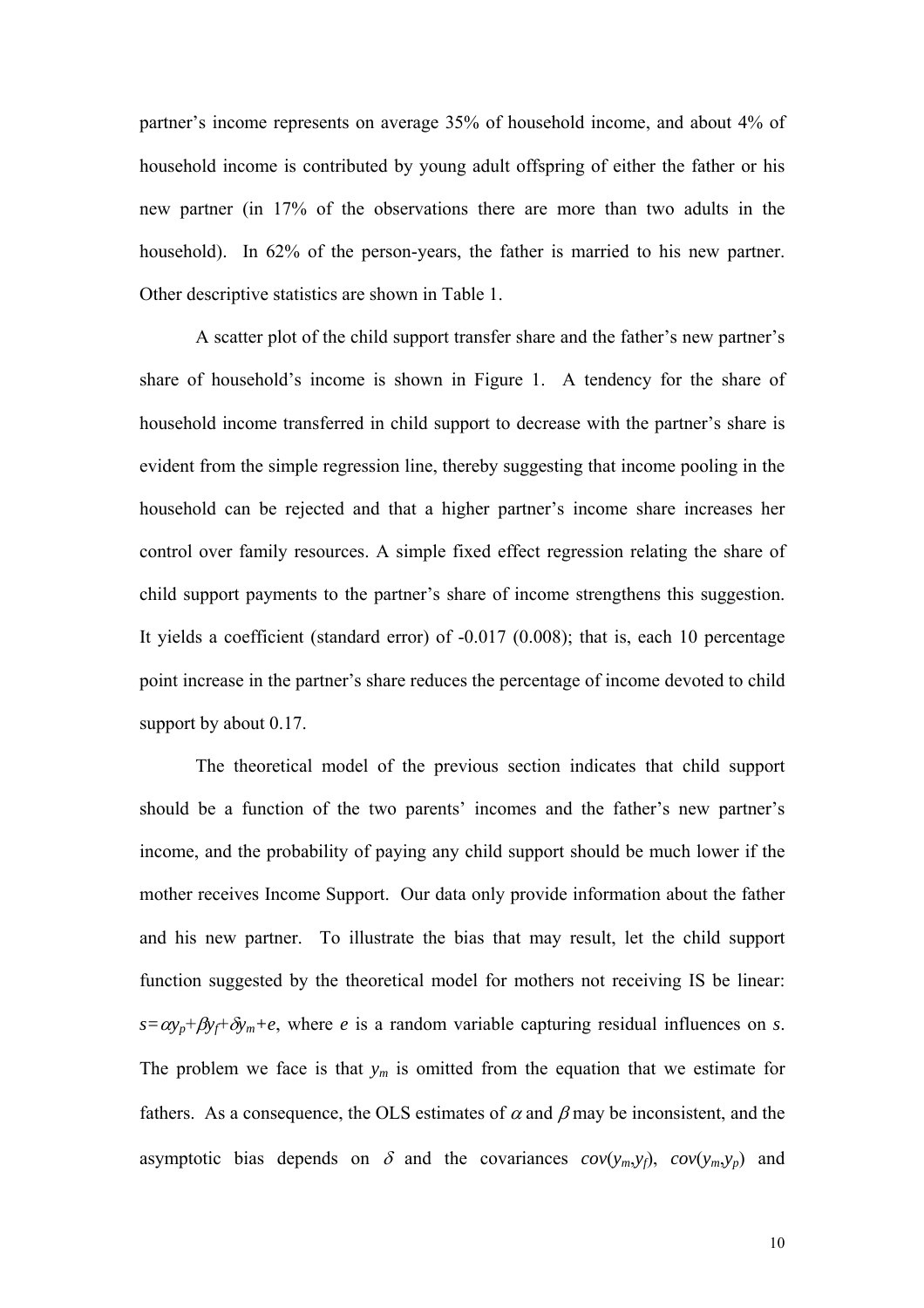partner's income represents on average 35% of household income, and about 4% of household income is contributed by young adult offspring of either the father or his new partner (in 17% of the observations there are more than two adults in the household). In 62% of the person-years, the father is married to his new partner. Other descriptive statistics are shown in Table 1.

A scatter plot of the child support transfer share and the father's new partner's share of household's income is shown in Figure 1. A tendency for the share of household income transferred in child support to decrease with the partner's share is evident from the simple regression line, thereby suggesting that income pooling in the household can be rejected and that a higher partner's income share increases her control over family resources. A simple fixed effect regression relating the share of child support payments to the partner's share of income strengthens this suggestion. It yields a coefficient (standard error) of -0.017 (0.008); that is, each 10 percentage point increase in the partner's share reduces the percentage of income devoted to child support by about 0.17.

The theoretical model of the previous section indicates that child support should be a function of the two parents' incomes and the father's new partner's income, and the probability of paying any child support should be much lower if the mother receives Income Support. Our data only provide information about the father and his new partner. To illustrate the bias that may result, let the child support function suggested by the theoretical model for mothers not receiving IS be linear: $s=\alpha y_p+\beta y_f+\delta y_m+e$, where $e$ is a random variable capturing residual influences on $s$. The problem we face is that $y_m$ is omitted from the equation that we estimate for fathers. As a consequence, the OLS estimates of $\alpha$ and $\beta$ may be inconsistent, and the asymptotic bias depends on $\delta$ and the covariances $cov(y_m,y_f)$, $cov(y_m,y_p)$ and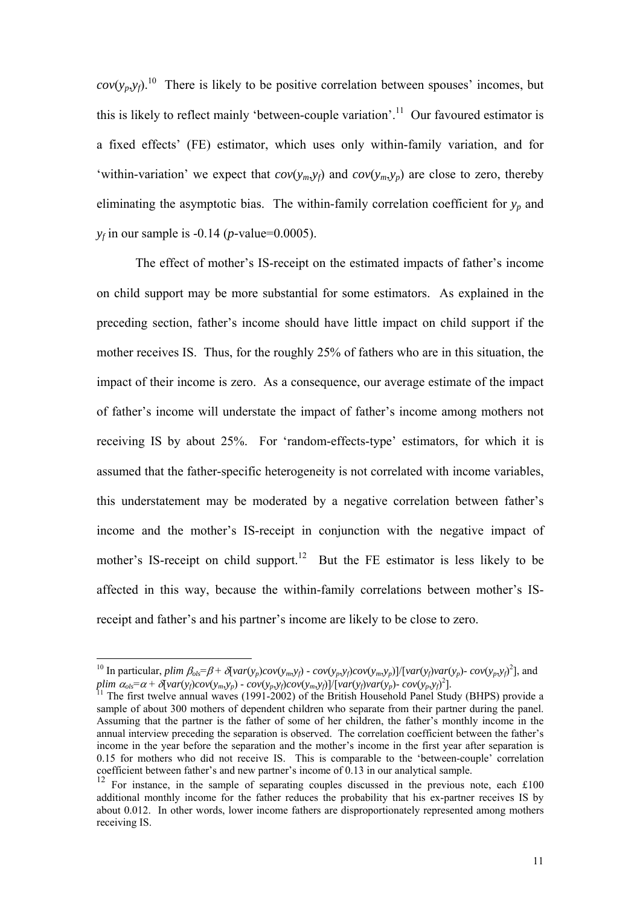$cov(y_p,y_f)$.[10] There is likely to be positive correlation between spouses' incomes, but this is likely to reflect mainly 'between-couple variation'.[11] Our favoured estimator is a fixed effects' (FE) estimator, which uses only within-family variation, and for 'within-variation' we expect that $cov(y_m,y_f)$ and $cov(y_m,y_p)$ are close to zero, thereby eliminating the asymptotic bias. The within-family correlation coefficient for $y_p$ and $y_f$ in our sample is -0.14 ($p$-value=0.0005).

The effect of mother's IS-receipt on the estimated impacts of father's income on child support may be more substantial for some estimators. As explained in the preceding section, father's income should have little impact on child support if the mother receives IS. Thus, for the roughly 25% of fathers who are in this situation, the impact of their income is zero. As a consequence, our average estimate of the impact of father's income will understate the impact of father's income among mothers not receiving IS by about 25%. For 'random-effects-type' estimators, for which it is assumed that the father-specific heterogeneity is not correlated with income variables, this understatement may be moderated by a negative correlation between father's income and the mother's IS-receipt in conjunction with the negative impact of mother's IS-receipt on child support.[12] But the FE estimator is less likely to be affected in this way, because the within-family correlations between mother's IS-receipt and father's and his partner's income are likely to be close to zero.

---

[10] In particular, $plim\ \beta_{ols}=\beta + \delta[var(y_p)cov(y_m,y_f) - cov(y_p,y_f)cov(y_m,y_p)]/[var(y_f)var(y_p) - cov(y_p,y_f)^2]$, and $plim\ \alpha_{ols}=\alpha + \delta[var(y_f)cov(y_m,y_p) - cov(y_p,y_f)cov(y_m,y_f)]/[var(y_f)var(y_p) - cov(y_p,y_f)^2]$.

[11] The first twelve annual waves (1991-2002) of the British Household Panel Study (BHPS) provide a sample of about 300 mothers of dependent children who separate from their partner during the panel. Assuming that the partner is the father of some of her children, the father's monthly income in the annual interview preceding the separation is observed. The correlation coefficient between the father's income in the year before the separation and the mother's income in the first year after separation is 0.15 for mothers who did not receive IS. This is comparable to the 'between-couple' correlation coefficient between father's and new partner's income of 0.13 in our analytical sample.

[12] For instance, in the sample of separating couples discussed in the previous note, each £100 additional monthly income for the father reduces the probability that his ex-partner receives IS by about 0.012. In other words, lower income fathers are disproportionately represented among mothers receiving IS.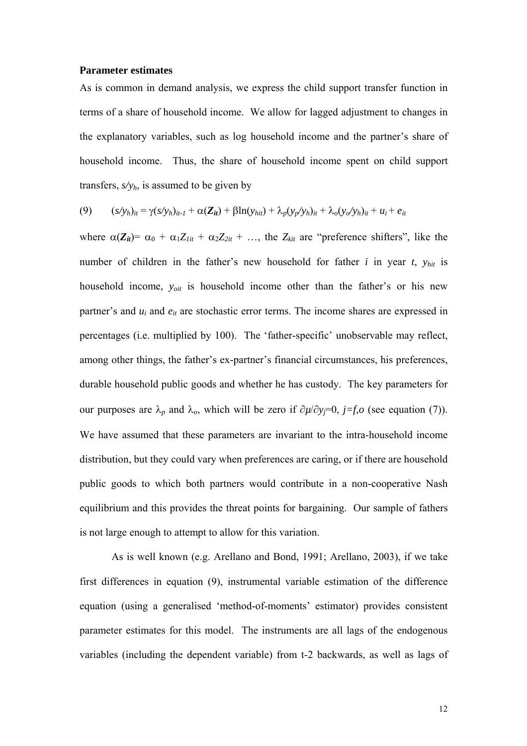**Parameter estimates**

As is common in demand analysis, we express the child support transfer function in terms of a share of household income. We allow for lagged adjustment to changes in the explanatory variables, such as log household income and the partner's share of household income. Thus, the share of household income spent on child support transfers, $s/y_h$, is assumed to be given by

$$(9) \qquad (s/y_h)_{it} = \gamma(s/y_h)_{it-1} + \alpha(\mathbf{Z_{it}}) + \beta\ln(y_{hit}) + \lambda_p(y_p/y_h)_{it} + \lambda_o(y_o/y_h)_{it} + u_i + e_{it}$$

where $\alpha(\mathbf{Z_{it}}) = \alpha_0 + \alpha_1 Z_{1it} + \alpha_2 Z_{2it} + \ldots$, the $Z_{kit}$ are "preference shifters", like the number of children in the father's new household for father $i$ in year $t$, $y_{hit}$ is household income, $y_{oit}$ is household income other than the father's or his new partner's and $u_i$ and $e_{it}$ are stochastic error terms. The income shares are expressed in percentages (i.e. multiplied by 100). The 'father-specific' unobservable may reflect, among other things, the father's ex-partner's financial circumstances, his preferences, durable household public goods and whether he has custody. The key parameters for our purposes are $\lambda_p$ and $\lambda_o$, which will be zero if $\partial\mu/\partial y_j=0$, $j=f,o$ (see equation (7)). We have assumed that these parameters are invariant to the intra-household income distribution, but they could vary when preferences are caring, or if there are household public goods to which both partners would contribute in a non-cooperative Nash equilibrium and this provides the threat points for bargaining. Our sample of fathers is not large enough to attempt to allow for this variation.

As is well known (e.g. Arellano and Bond, 1991; Arellano, 2003), if we take first differences in equation (9), instrumental variable estimation of the difference equation (using a generalised 'method-of-moments' estimator) provides consistent parameter estimates for this model. The instruments are all lags of the endogenous variables (including the dependent variable) from t-2 backwards, as well as lags of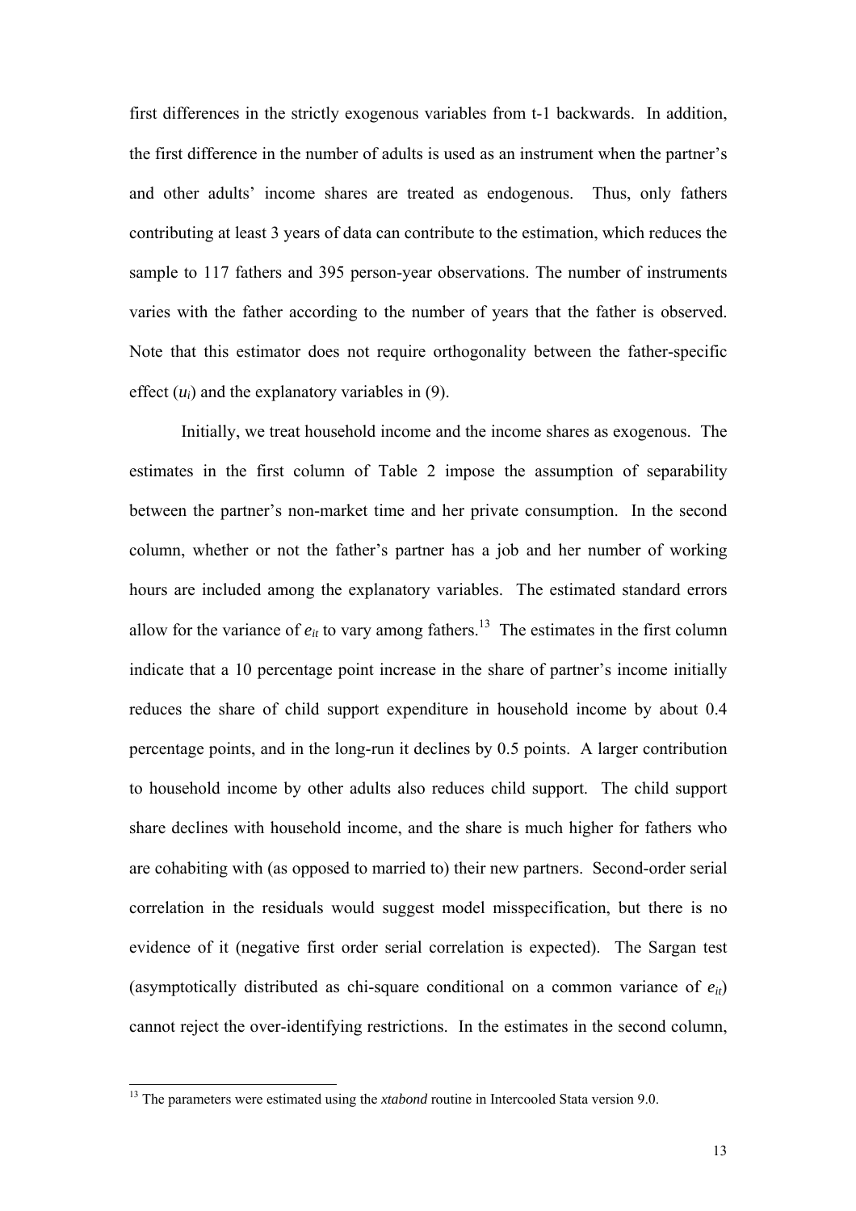first differences in the strictly exogenous variables from t-1 backwards. In addition, the first difference in the number of adults is used as an instrument when the partner's and other adults' income shares are treated as endogenous. Thus, only fathers contributing at least 3 years of data can contribute to the estimation, which reduces the sample to 117 fathers and 395 person-year observations. The number of instruments varies with the father according to the number of years that the father is observed. Note that this estimator does not require orthogonality between the father-specific effect ($u_i$) and the explanatory variables in (9).

Initially, we treat household income and the income shares as exogenous. The estimates in the first column of Table 2 impose the assumption of separability between the partner's non-market time and her private consumption. In the second column, whether or not the father's partner has a job and her number of working hours are included among the explanatory variables. The estimated standard errors allow for the variance of $e_{it}$ to vary among fathers.[13] The estimates in the first column indicate that a 10 percentage point increase in the share of partner's income initially reduces the share of child support expenditure in household income by about 0.4 percentage points, and in the long-run it declines by 0.5 points. A larger contribution to household income by other adults also reduces child support. The child support share declines with household income, and the share is much higher for fathers who are cohabiting with (as opposed to married to) their new partners. Second-order serial correlation in the residuals would suggest model misspecification, but there is no evidence of it (negative first order serial correlation is expected). The Sargan test (asymptotically distributed as chi-square conditional on a common variance of $e_{it}$) cannot reject the over-identifying restrictions. In the estimates in the second column,

[13] The parameters were estimated using the *xtabond* routine in Intercooled Stata version 9.0.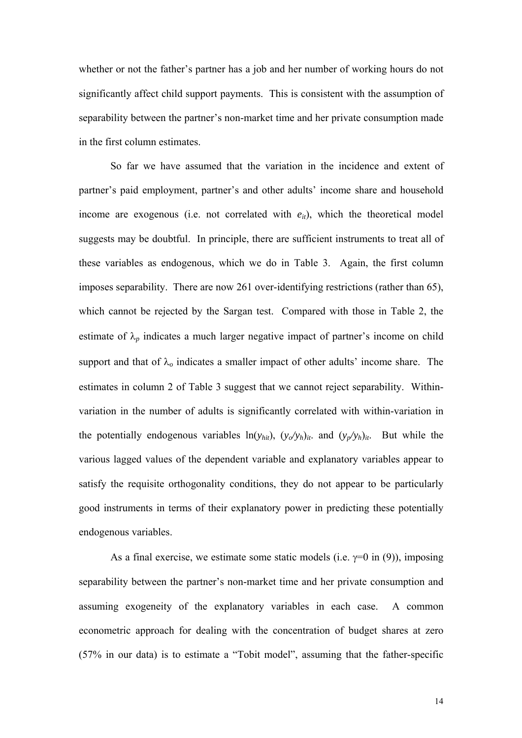whether or not the father's partner has a job and her number of working hours do not significantly affect child support payments. This is consistent with the assumption of separability between the partner's non-market time and her private consumption made in the first column estimates.

So far we have assumed that the variation in the incidence and extent of partner's paid employment, partner's and other adults' income share and household income are exogenous (i.e. not correlated with $e_{it}$), which the theoretical model suggests may be doubtful. In principle, there are sufficient instruments to treat all of these variables as endogenous, which we do in Table 3. Again, the first column imposes separability. There are now 261 over-identifying restrictions (rather than 65), which cannot be rejected by the Sargan test. Compared with those in Table 2, the estimate of $\lambda_p$ indicates a much larger negative impact of partner's income on child support and that of $\lambda_o$ indicates a smaller impact of other adults' income share. The estimates in column 2 of Table 3 suggest that we cannot reject separability. Within-variation in the number of adults is significantly correlated with within-variation in the potentially endogenous variables $\ln(y_{hit})$, $(y_o/y_h)_{it}$. and $(y_p/y_h)_{it}$. But while the various lagged values of the dependent variable and explanatory variables appear to satisfy the requisite orthogonality conditions, they do not appear to be particularly good instruments in terms of their explanatory power in predicting these potentially endogenous variables.

As a final exercise, we estimate some static models (i.e. $\gamma$=0 in (9)), imposing separability between the partner's non-market time and her private consumption and assuming exogeneity of the explanatory variables in each case. A common econometric approach for dealing with the concentration of budget shares at zero (57% in our data) is to estimate a "Tobit model", assuming that the father-specific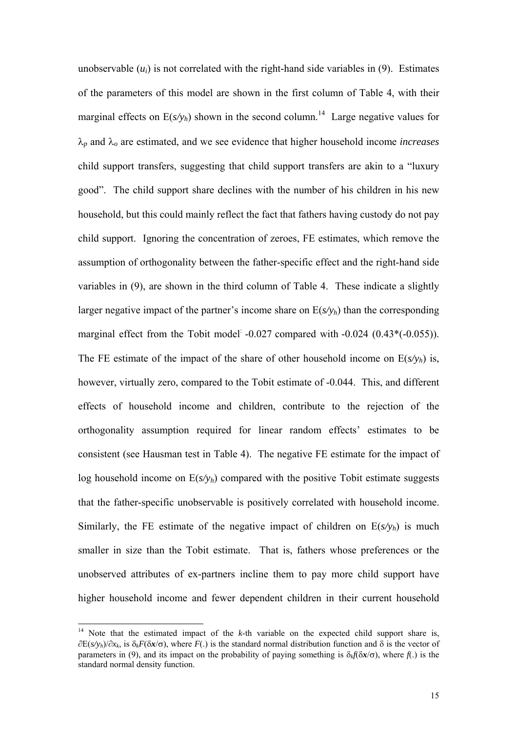unobservable ($u_i$) is not correlated with the right-hand side variables in (9). Estimates of the parameters of this model are shown in the first column of Table 4, with their marginal effects on E($s/y_h$) shown in the second column.[14] Large negative values for $\lambda_p$ and $\lambda_o$ are estimated, and we see evidence that higher household income *increases* child support transfers, suggesting that child support transfers are akin to a "luxury good". The child support share declines with the number of his children in his new household, but this could mainly reflect the fact that fathers having custody do not pay child support. Ignoring the concentration of zeroes, FE estimates, which remove the assumption of orthogonality between the father-specific effect and the right-hand side variables in (9), are shown in the third column of Table 4. These indicate a slightly larger negative impact of the partner's income share on E($s/y_h$) than the corresponding marginal effect from the Tobit model: -0.027 compared with -0.024 (0.43*(-0.055)). The FE estimate of the impact of the share of other household income on E($s/y_h$) is, however, virtually zero, compared to the Tobit estimate of -0.044. This, and different effects of household income and children, contribute to the rejection of the orthogonality assumption required for linear random effects' estimates to be consistent (see Hausman test in Table 4). The negative FE estimate for the impact of log household income on E($s/y_h$) compared with the positive Tobit estimate suggests that the father-specific unobservable is positively correlated with household income. Similarly, the FE estimate of the negative impact of children on E($s/y_h$) is much smaller in size than the Tobit estimate. That is, fathers whose preferences or the unobserved attributes of ex-partners incline them to pay more child support have higher household income and fewer dependent children in their current household

---

[14] Note that the estimated impact of the $k$-th variable on the expected child support share is, $\partial E(s/y_h)/\partial x_k$, is $\delta_k F(\delta \mathbf{x}/\sigma)$, where $F(.)$ is the standard normal distribution function and $\delta$ is the vector of parameters in (9), and its impact on the probability of paying something is $\delta_k f(\delta \mathbf{x}/\sigma)$, where $f(.)$ is the standard normal density function.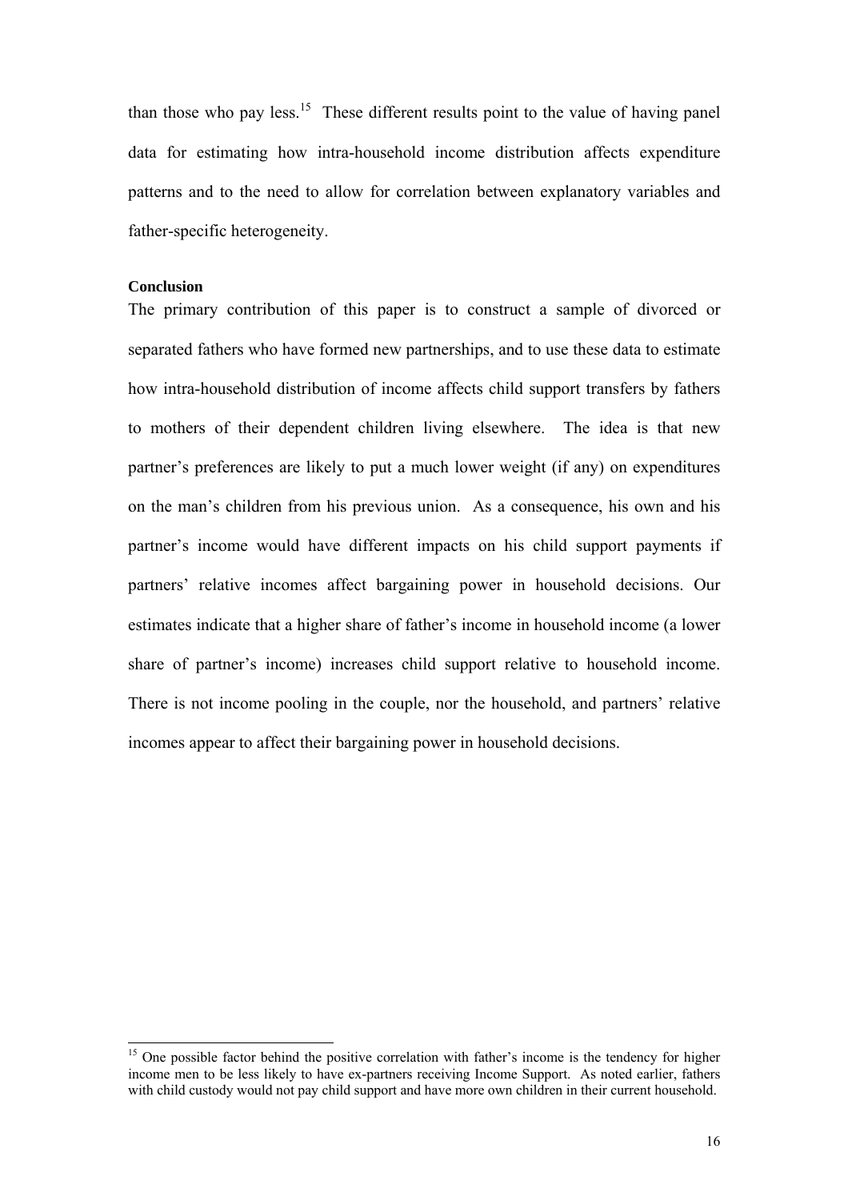than those who pay less.[15] These different results point to the value of having panel data for estimating how intra-household income distribution affects expenditure patterns and to the need to allow for correlation between explanatory variables and father-specific heterogeneity.

**Conclusion**

The primary contribution of this paper is to construct a sample of divorced or separated fathers who have formed new partnerships, and to use these data to estimate how intra-household distribution of income affects child support transfers by fathers to mothers of their dependent children living elsewhere. The idea is that new partner's preferences are likely to put a much lower weight (if any) on expenditures on the man's children from his previous union. As a consequence, his own and his partner's income would have different impacts on his child support payments if partners' relative incomes affect bargaining power in household decisions. Our estimates indicate that a higher share of father's income in household income (a lower share of partner's income) increases child support relative to household income. There is not income pooling in the couple, nor the household, and partners' relative incomes appear to affect their bargaining power in household decisions.

[15] One possible factor behind the positive correlation with father's income is the tendency for higher income men to be less likely to have ex-partners receiving Income Support. As noted earlier, fathers with child custody would not pay child support and have more own children in their current household.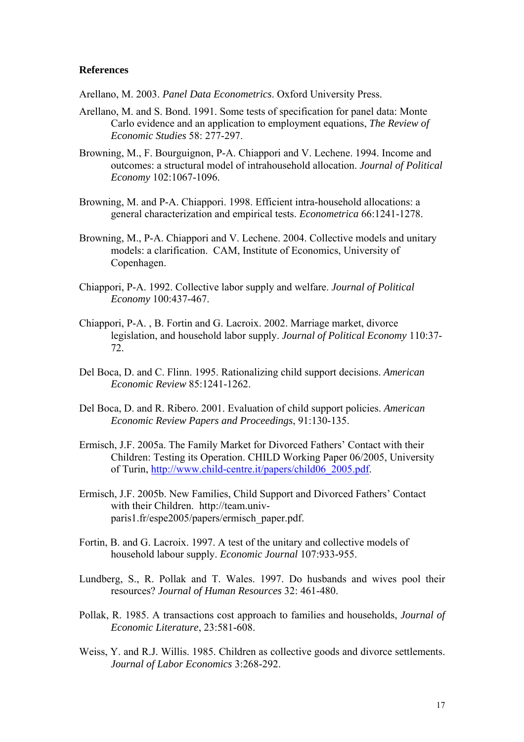**References**

Arellano, M. 2003. *Panel Data Econometrics*. Oxford University Press.

Arellano, M. and S. Bond. 1991. Some tests of specification for panel data: Monte Carlo evidence and an application to employment equations, *The Review of Economic Studies* 58: 277-297.

Browning, M., F. Bourguignon, P-A. Chiappori and V. Lechene. 1994. Income and outcomes: a structural model of intrahousehold allocation. *Journal of Political Economy* 102:1067-1096.

Browning, M. and P-A. Chiappori. 1998. Efficient intra-household allocations: a general characterization and empirical tests. *Econometrica* 66:1241-1278.

Browning, M., P-A. Chiappori and V. Lechene. 2004. Collective models and unitary models: a clarification. CAM, Institute of Economics, University of Copenhagen.

Chiappori, P-A. 1992. Collective labor supply and welfare. *Journal of Political Economy* 100:437-467.

Chiappori, P-A. , B. Fortin and G. Lacroix. 2002. Marriage market, divorce legislation, and household labor supply. *Journal of Political Economy* 110:37-72.

Del Boca, D. and C. Flinn. 1995. Rationalizing child support decisions. *American Economic Review* 85:1241-1262.

Del Boca, D. and R. Ribero. 2001. Evaluation of child support policies. *American Economic Review Papers and Proceedings*, 91:130-135.

Ermisch, J.F. 2005a. The Family Market for Divorced Fathers' Contact with their Children: Testing its Operation. CHILD Working Paper 06/2005, University of Turin, http://www.child-centre.it/papers/child06_2005.pdf.

Ermisch, J.F. 2005b. New Families, Child Support and Divorced Fathers' Contact with their Children. http://team.univ-paris1.fr/espe2005/papers/ermisch_paper.pdf.

Fortin, B. and G. Lacroix. 1997. A test of the unitary and collective models of household labour supply. *Economic Journal* 107:933-955.

Lundberg, S., R. Pollak and T. Wales. 1997. Do husbands and wives pool their resources? *Journal of Human Resources* 32: 461-480.

Pollak, R. 1985. A transactions cost approach to families and households, *Journal of Economic Literature*, 23:581-608.

Weiss, Y. and R.J. Willis. 1985. Children as collective goods and divorce settlements. *Journal of Labor Economics* 3:268-292.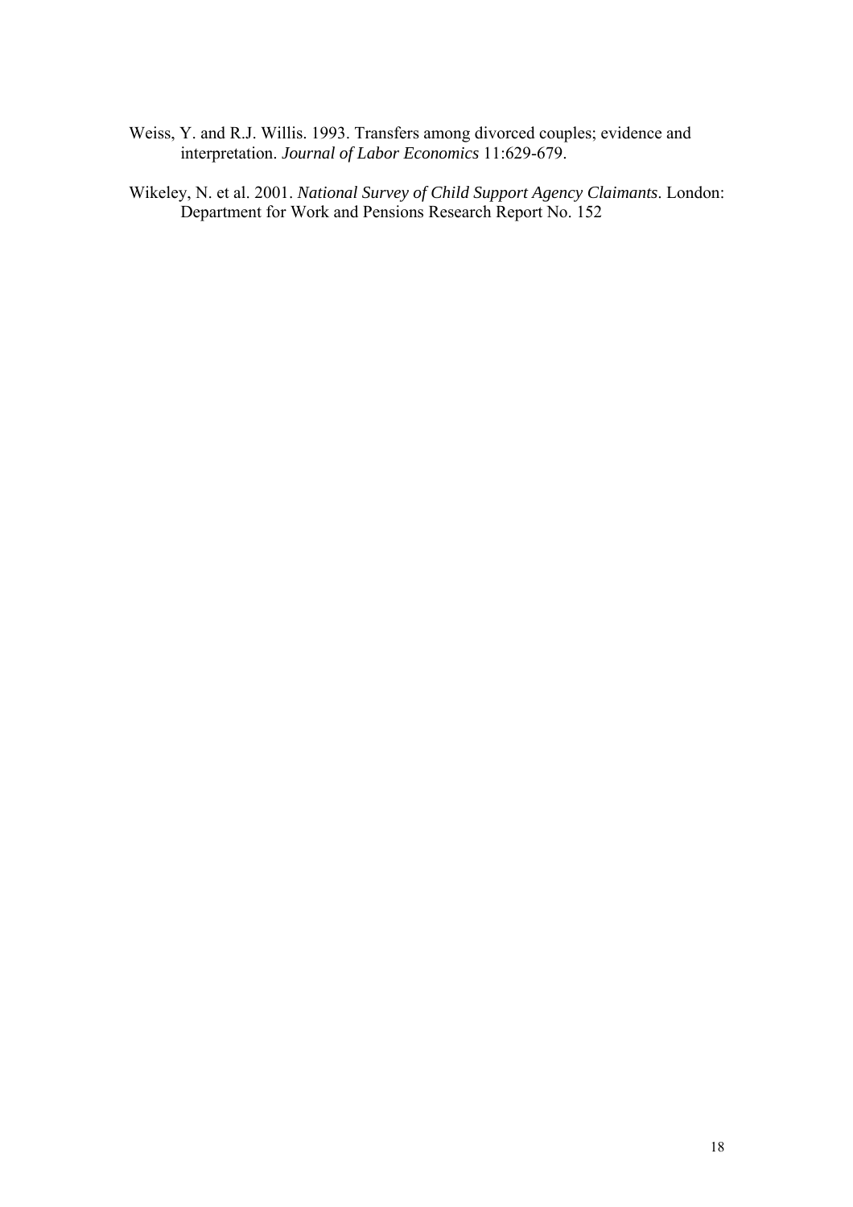Weiss, Y. and R.J. Willis. 1993. Transfers among divorced couples; evidence and interpretation. *Journal of Labor Economics* 11:629-679.

Wikeley, N. et al. 2001. *National Survey of Child Support Agency Claimants*. London: Department for Work and Pensions Research Report No. 152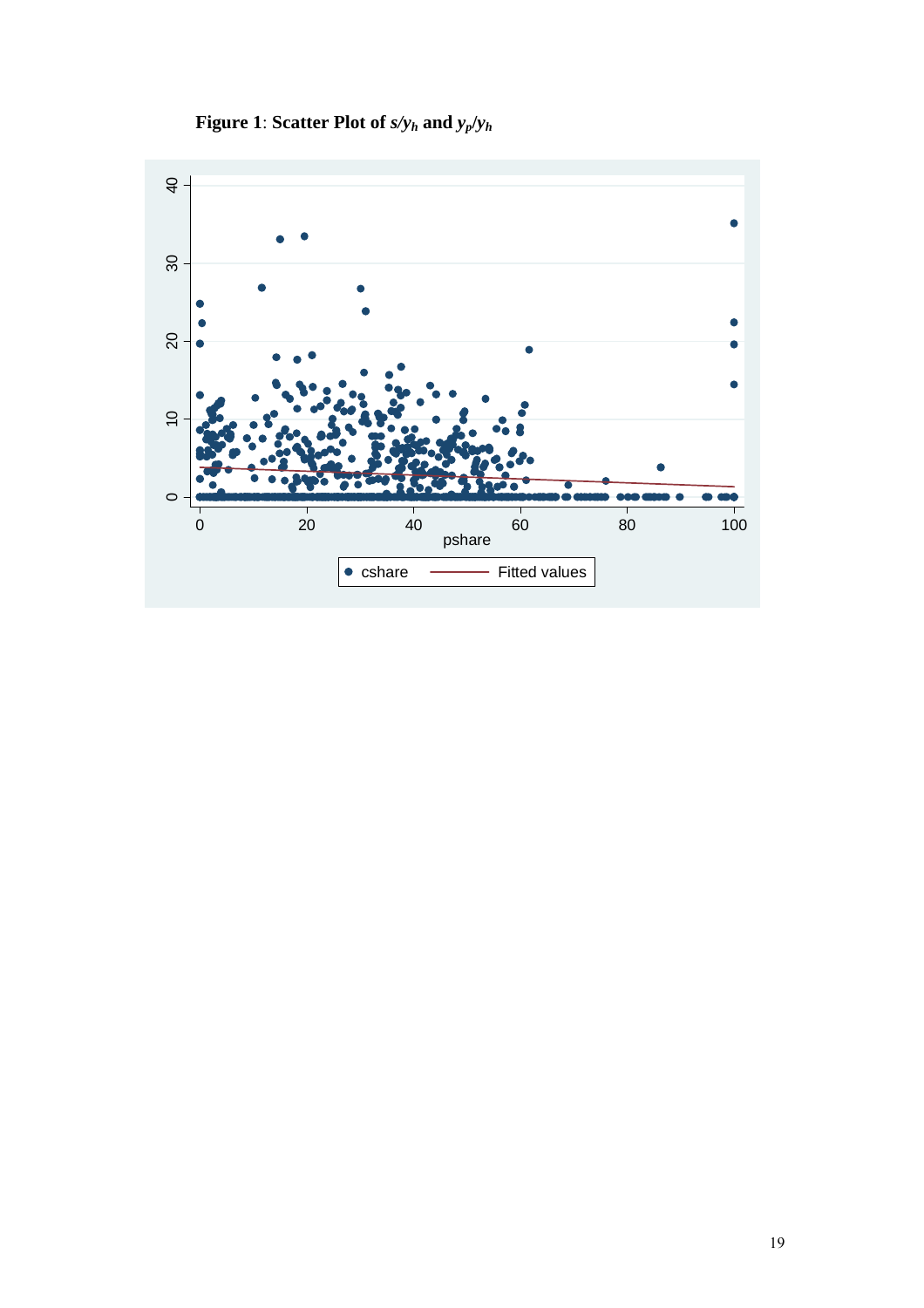**Figure 1**: **Scatter Plot of $s/y_h$ and $y_p/y_h$**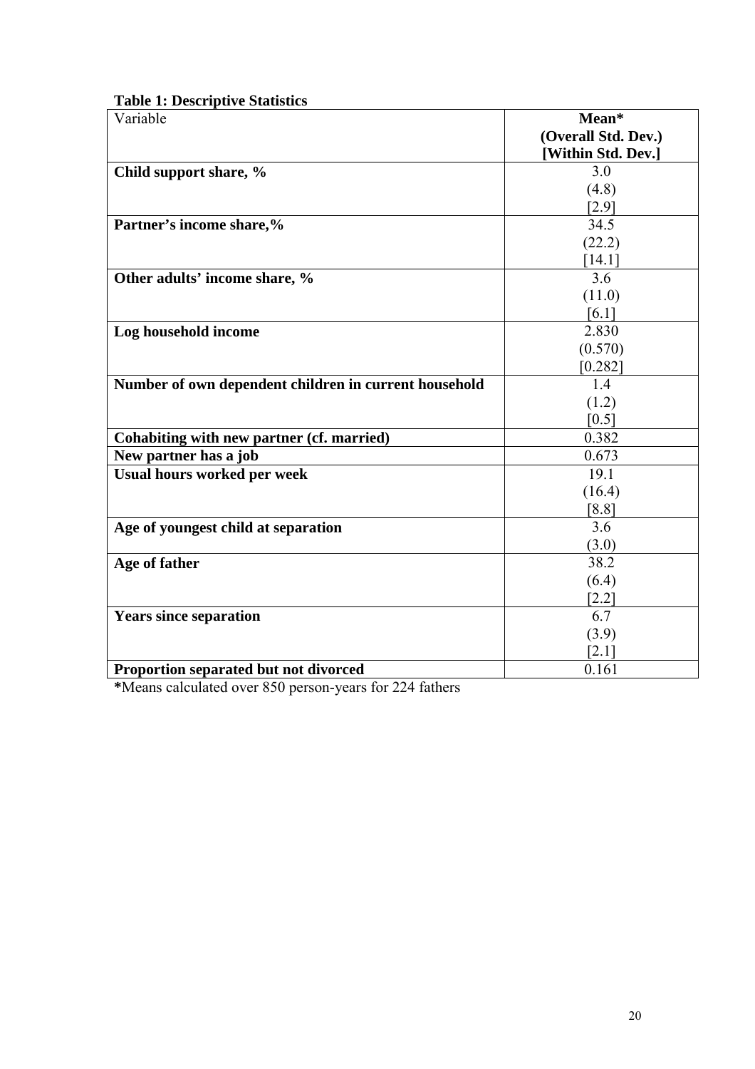**Table 1: Descriptive Statistics**

| Variable | **Mean*** **(Overall Std. Dev.)** **[Within Std. Dev.]** |
|---|---|
| **Child support share, %** | 3.0 (4.8) [2.9] |
| **Partner's income share,%** | 34.5 (22.2) [14.1] |
| **Other adults' income share, %** | 3.6 (11.0) [6.1] |
| **Log household income** | 2.830 (0.570) [0.282] |
| **Number of own dependent children in current household** | 1.4 (1.2) [0.5] |
| **Cohabiting with new partner (cf. married)** | 0.382 |
| **New partner has a job** | 0.673 |
| **Usual hours worked per week** | 19.1 (16.4) [8.8] |
| **Age of youngest child at separation** | 3.6 (3.0) |
| **Age of father** | 38.2 (6.4) [2.2] |
| **Years since separation** | 6.7 (3.9) [2.1] |
| **Proportion separated but not divorced** | 0.161 |

***Means calculated over 850 person-years for 224 fathers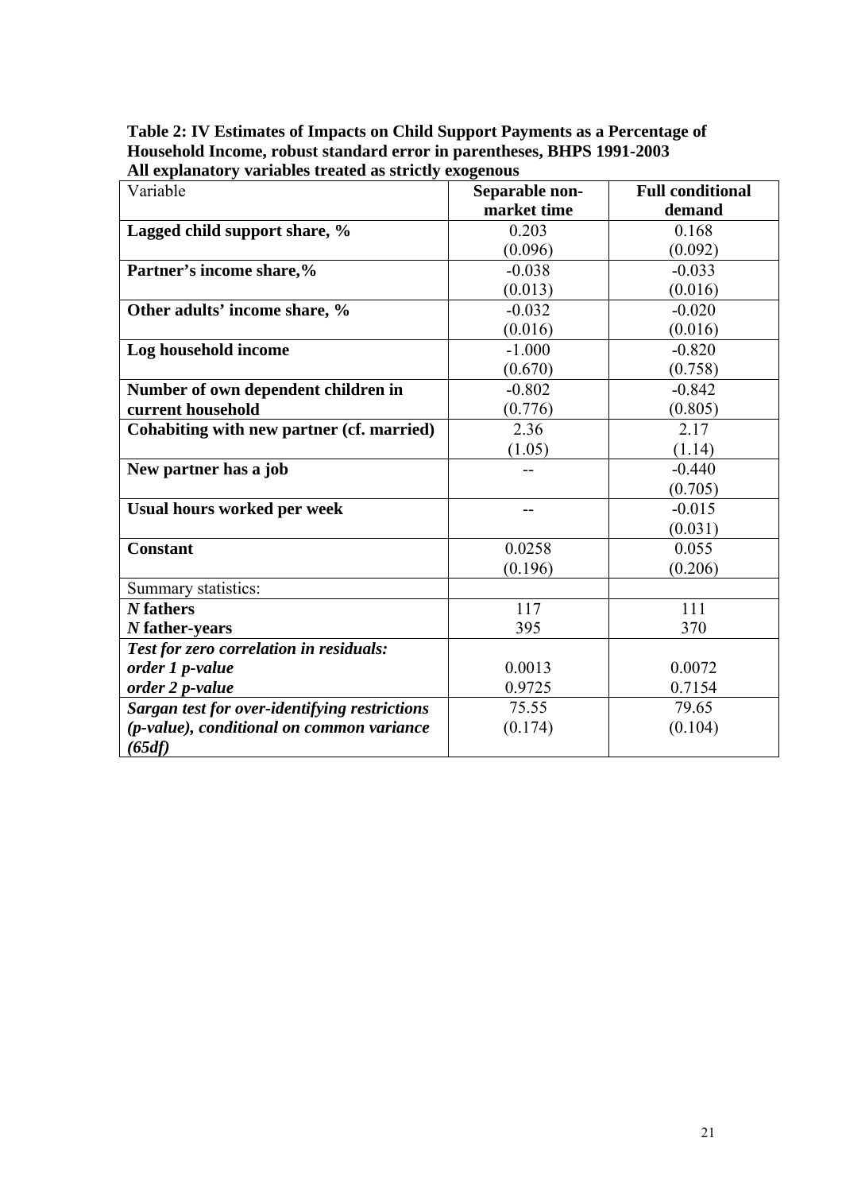**Table 2: IV Estimates of Impacts on Child Support Payments as a Percentage of Household Income, robust standard error in parentheses, BHPS 1991-2003**
**All explanatory variables treated as strictly exogenous**

| Variable | Separable non-market time | Full conditional demand |
|---|---|---|
| **Lagged child support share, %** | 0.203<br>(0.096) | 0.168<br>(0.092) |
| **Partner's income share,%** | -0.038<br>(0.013) | -0.033<br>(0.016) |
| **Other adults' income share, %** | -0.032<br>(0.016) | -0.020<br>(0.016) |
| **Log household income** | -1.000<br>(0.670) | -0.820<br>(0.758) |
| **Number of own dependent children in current household** | -0.802<br>(0.776) | -0.842<br>(0.805) |
| **Cohabiting with new partner (cf. married)** | 2.36<br>(1.05) | 2.17<br>(1.14) |
| **New partner has a job** | -- | -0.440<br>(0.705) |
| **Usual hours worked per week** | -- | -0.015<br>(0.031) |
| **Constant** | 0.0258<br>(0.196) | 0.055<br>(0.206) |
| Summary statistics: | | |
| ***N* fathers**<br>***N* father-years** | 117<br>395 | 111<br>370 |
| ***Test for zero correlation in residuals:***<br>***order 1 p-value***<br>***order 2 p-value*** | <br>0.0013<br>0.9725 | <br>0.0072<br>0.7154 |
| ***Sargan test for over-identifying restrictions (p-value), conditional on common variance (65df)*** | 75.55<br>(0.174) | 79.65<br>(0.104) |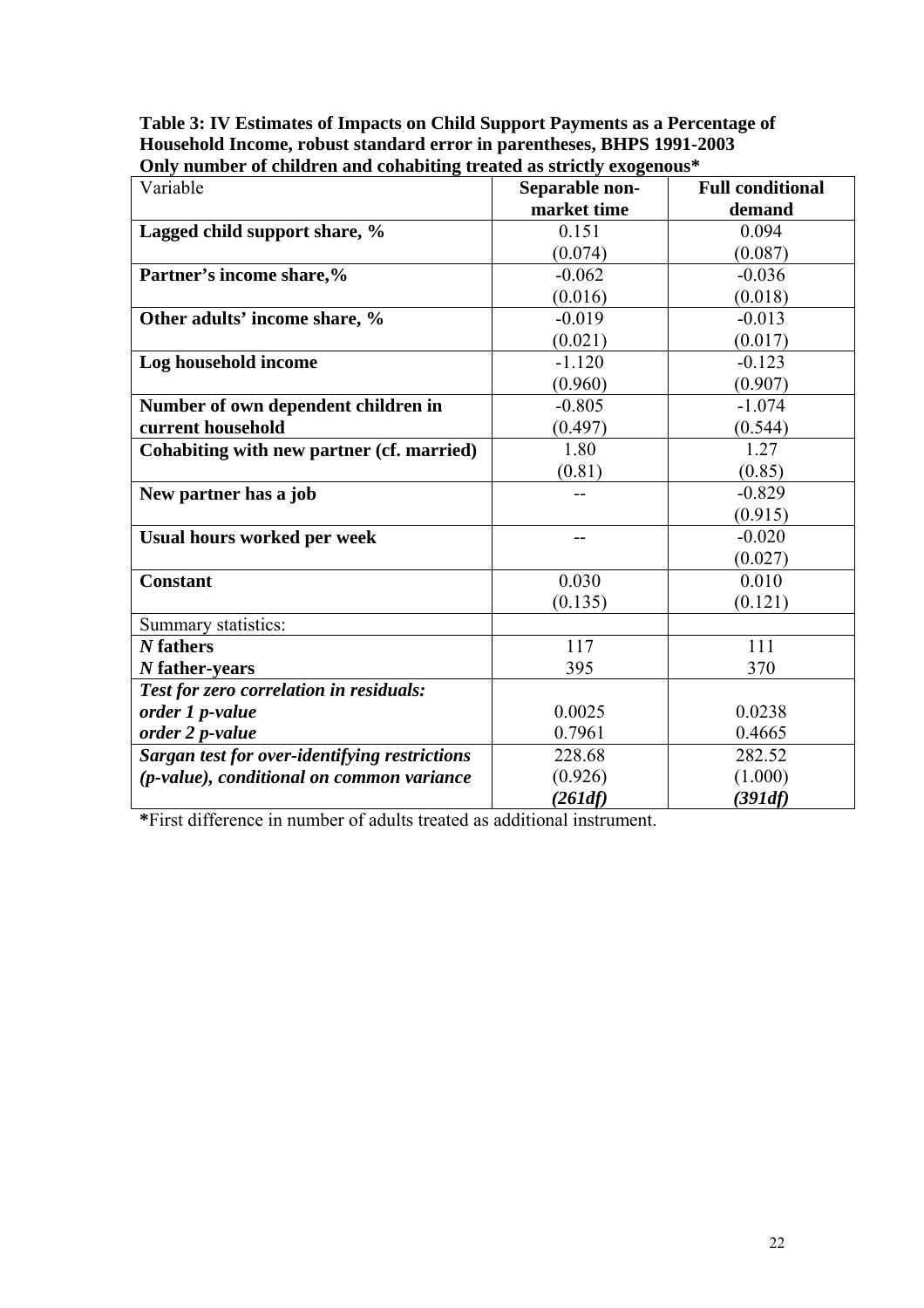**Table 3: IV Estimates of Impacts on Child Support Payments as a Percentage of Household Income, robust standard error in parentheses, BHPS 1991-2003 Only number of children and cohabiting treated as strictly exogenous***

| Variable | Separable non-market time | Full conditional demand |
|---|---|---|
| **Lagged child support share, %** | 0.151<br>(0.074) | 0.094<br>(0.087) |
| **Partner's income share,%** | -0.062<br>(0.016) | -0.036<br>(0.018) |
| **Other adults' income share, %** | -0.019<br>(0.021) | -0.013<br>(0.017) |
| **Log household income** | -1.120<br>(0.960) | -0.123<br>(0.907) |
| **Number of own dependent children in current household** | -0.805<br>(0.497) | -1.074<br>(0.544) |
| **Cohabiting with new partner (cf. married)** | 1.80<br>(0.81) | 1.27<br>(0.85) |
| **New partner has a job** | -- | -0.829<br>(0.915) |
| **Usual hours worked per week** | -- | -0.020<br>(0.027) |
| **Constant** | 0.030<br>(0.135) | 0.010<br>(0.121) |
| Summary statistics: | | |
| ***N* fathers** | 117 | 111 |
| ***N* father-years** | 395 | 370 |
| ***Test for zero correlation in residuals:*** | | |
| ***order 1 p-value*** | 0.0025 | 0.0238 |
| ***order 2 p-value*** | 0.7961 | 0.4665 |
| ***Sargan test for over-identifying restrictions (p-value), conditional on common variance*** | 228.68<br>(0.926)<br>***(261df)*** | 282.52<br>(1.000)<br>***(391df)*** |

**\***First difference in number of adults treated as additional instrument.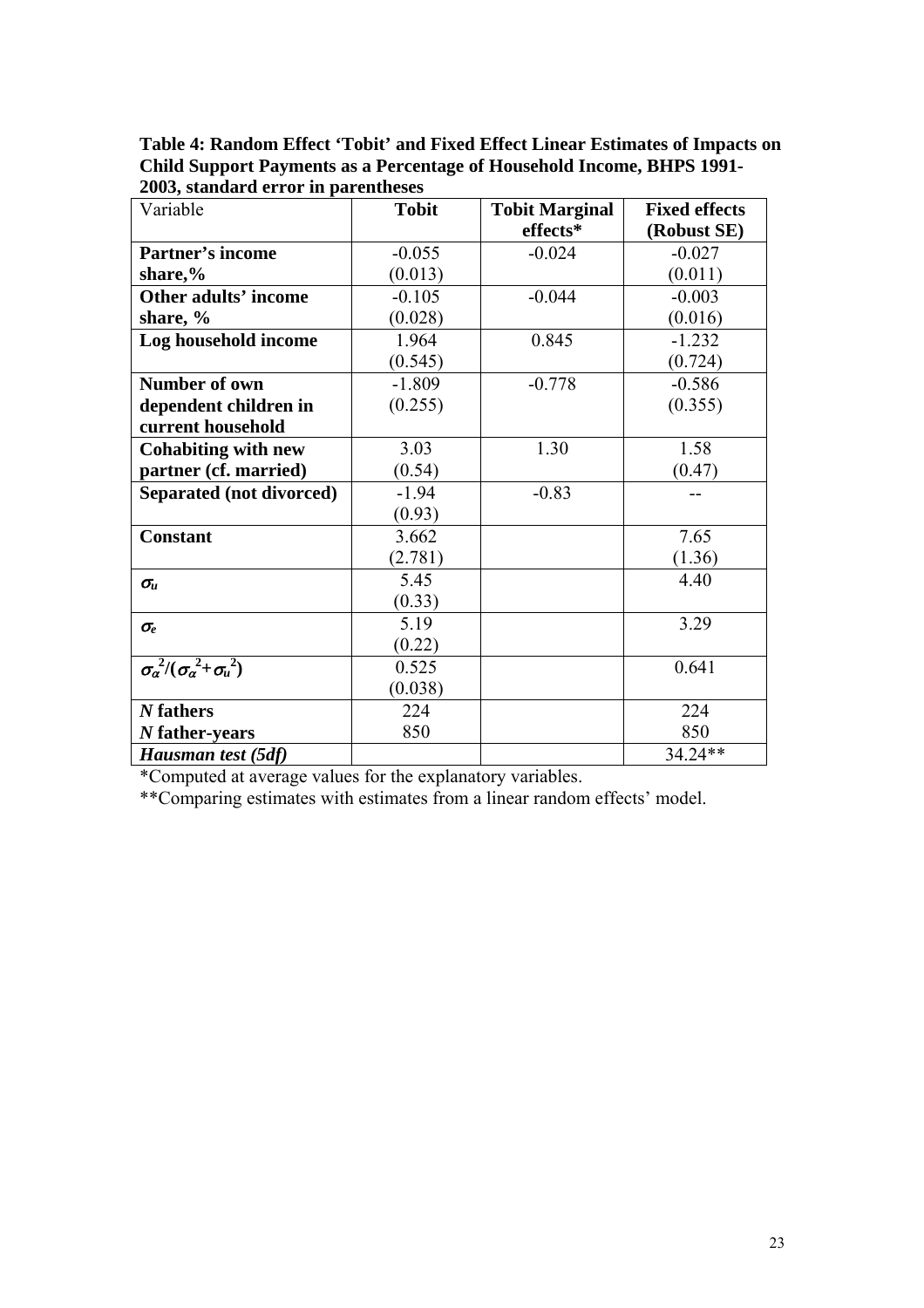**Table 4: Random Effect 'Tobit' and Fixed Effect Linear Estimates of Impacts on Child Support Payments as a Percentage of Household Income, BHPS 1991-2003, standard error in parentheses**

| Variable | Tobit | Tobit Marginal effects* | Fixed effects (Robust SE) |
|---|---|---|---|
| **Partner's income share,%** | -0.055<br>(0.013) | -0.024 | -0.027<br>(0.011) |
| **Other adults' income share, %** | -0.105<br>(0.028) | -0.044 | -0.003<br>(0.016) |
| **Log household income** | 1.964<br>(0.545) | 0.845 | -1.232<br>(0.724) |
| **Number of own dependent children in current household** | -1.809<br>(0.255) | -0.778 | -0.586<br>(0.355) |
| **Cohabiting with new partner (cf. married)** | 3.03<br>(0.54) | 1.30 | 1.58<br>(0.47) |
| **Separated (not divorced)** | -1.94<br>(0.93) | -0.83 | -- |
| **Constant** | 3.662<br>(2.781) | | 7.65<br>(1.36) |
| $\sigma_u$ | 5.45<br>(0.33) | | 4.40 |
| $\sigma_e$ | 5.19<br>(0.22) | | 3.29 |
| $\sigma_\alpha^2/(\sigma_\alpha^2+\sigma_u^2)$ | 0.525<br>(0.038) | | 0.641 |
| ***N* fathers**<br>***N* father-years** | 224<br>850 | | 224<br>850 |
| ***Hausman test (5df)*** | | | 34.24** |

*Computed at average values for the explanatory variables.

**Comparing estimates with estimates from a linear random effects' model.